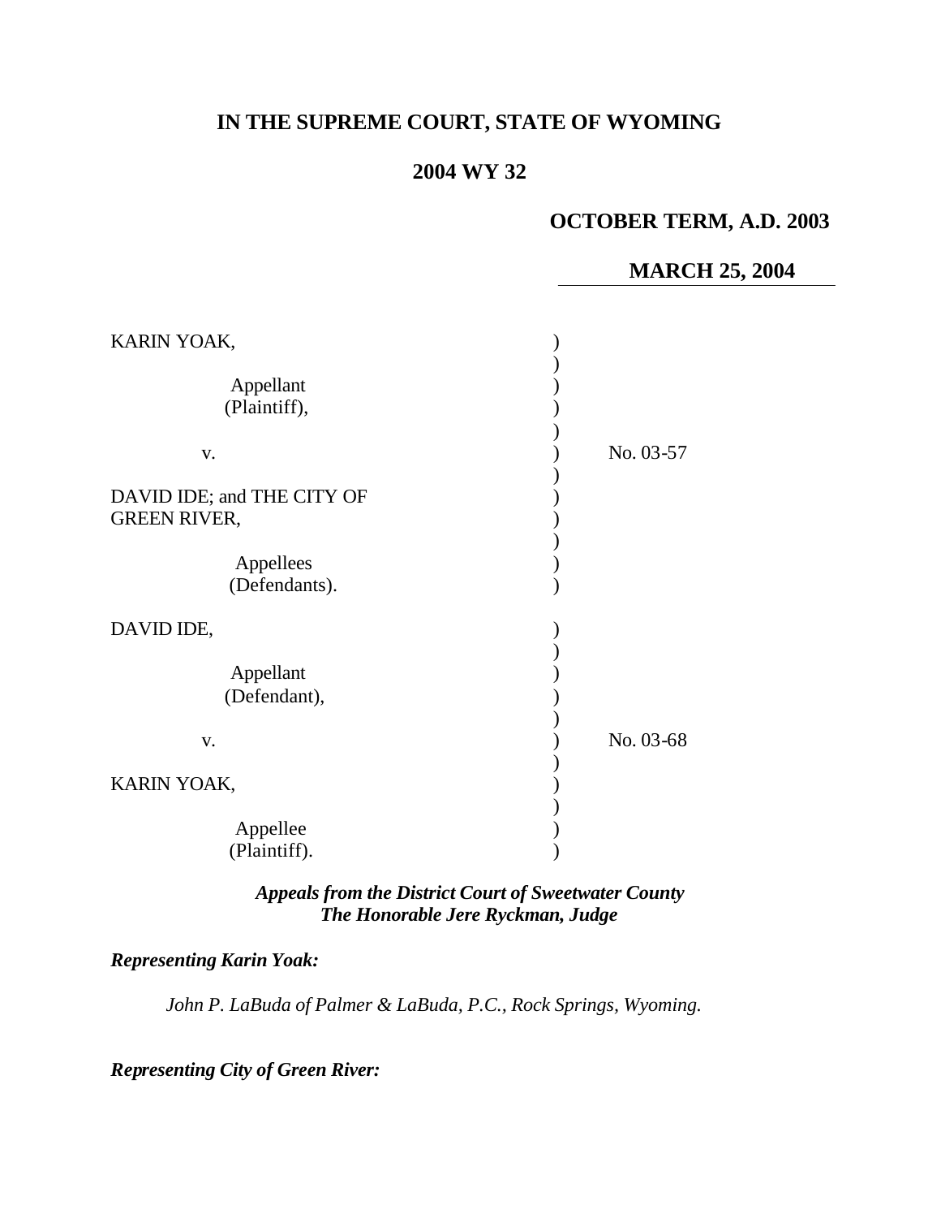**IN THE SUPREME COURT, STATE OF WYOMING**

**2004 WY 32**

**OCTOBER TERM, A.D. 2003**

**MARCH 25, 2004**

| | | |
|---|---|---|
| KARIN YOAK,<br><br>Appellant<br>(Plaintiff),<br><br>v.<br><br>DAVID IDE; and THE CITY OF GREEN RIVER,<br><br>Appellees<br>(Defendants). | ) | No. 03-57 |
| DAVID IDE,<br><br>Appellant<br>(Defendant),<br><br>v.<br><br>KARIN YOAK,<br><br>Appellee<br>(Plaintiff). | ) | No. 03-68 |

***Appeals from the District Court of Sweetwater County***
***The Honorable Jere Ryckman, Judge***

***Representing Karin Yoak:***

*John P. LaBuda of Palmer & LaBuda, P.C., Rock Springs, Wyoming.*

***Representing City of Green River:***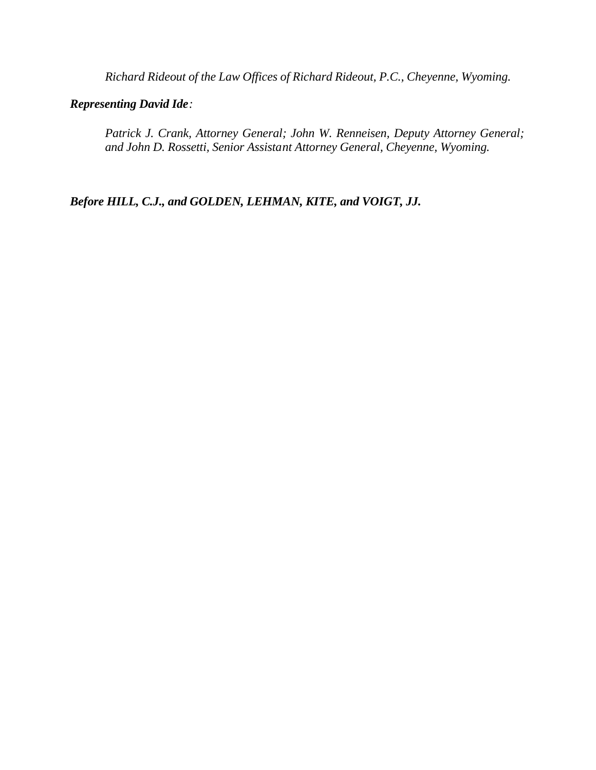*Richard Rideout of the Law Offices of Richard Rideout, P.C., Cheyenne, Wyoming.*

***Representing David Ide****:*

*Patrick J. Crank, Attorney General; John W. Renneisen, Deputy Attorney General; and John D. Rossetti, Senior Assistant Attorney General, Cheyenne, Wyoming.*

***Before HILL, C.J., and GOLDEN, LEHMAN, KITE, and VOIGT, JJ.***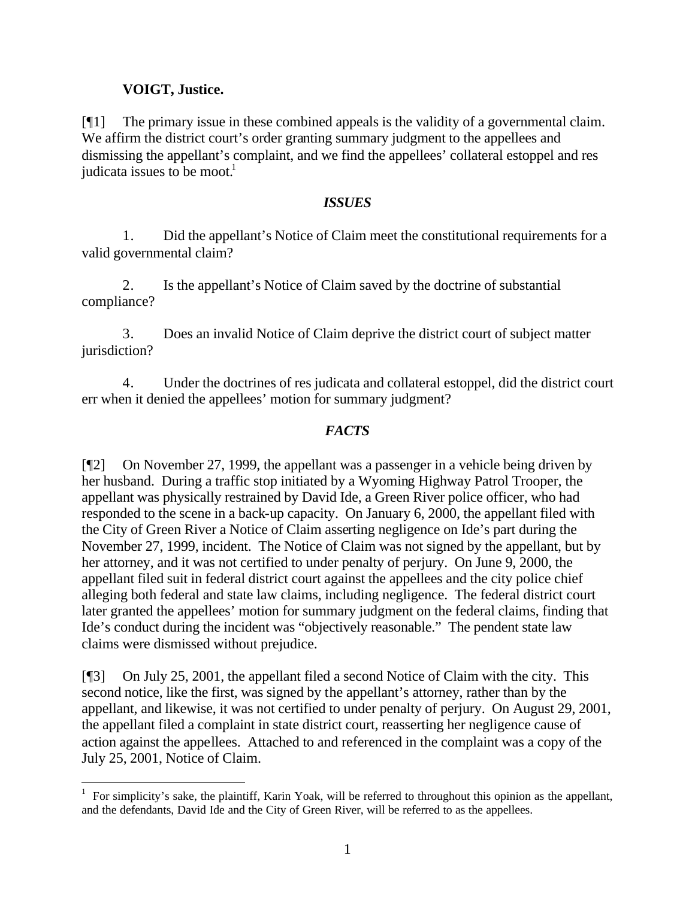**VOIGT, Justice.**

[¶1] The primary issue in these combined appeals is the validity of a governmental claim. We affirm the district court's order granting summary judgment to the appellees and dismissing the appellant's complaint, and we find the appellees' collateral estoppel and res judicata issues to be moot.[1]

### *ISSUES*

1. Did the appellant's Notice of Claim meet the constitutional requirements for a valid governmental claim?

2. Is the appellant's Notice of Claim saved by the doctrine of substantial compliance?

3. Does an invalid Notice of Claim deprive the district court of subject matter jurisdiction?

4. Under the doctrines of res judicata and collateral estoppel, did the district court err when it denied the appellees' motion for summary judgment?

### *FACTS*

[¶2] On November 27, 1999, the appellant was a passenger in a vehicle being driven by her husband. During a traffic stop initiated by a Wyoming Highway Patrol Trooper, the appellant was physically restrained by David Ide, a Green River police officer, who had responded to the scene in a back-up capacity. On January 6, 2000, the appellant filed with the City of Green River a Notice of Claim asserting negligence on Ide's part during the November 27, 1999, incident. The Notice of Claim was not signed by the appellant, but by her attorney, and it was not certified to under penalty of perjury. On June 9, 2000, the appellant filed suit in federal district court against the appellees and the city police chief alleging both federal and state law claims, including negligence. The federal district court later granted the appellees' motion for summary judgment on the federal claims, finding that Ide's conduct during the incident was "objectively reasonable." The pendent state law claims were dismissed without prejudice.

[¶3] On July 25, 2001, the appellant filed a second Notice of Claim with the city. This second notice, like the first, was signed by the appellant's attorney, rather than by the appellant, and likewise, it was not certified to under penalty of perjury. On August 29, 2001, the appellant filed a complaint in state district court, reasserting her negligence cause of action against the appellees. Attached to and referenced in the complaint was a copy of the July 25, 2001, Notice of Claim.

---

[1] For simplicity's sake, the plaintiff, Karin Yoak, will be referred to throughout this opinion as the appellant, and the defendants, David Ide and the City of Green River, will be referred to as the appellees.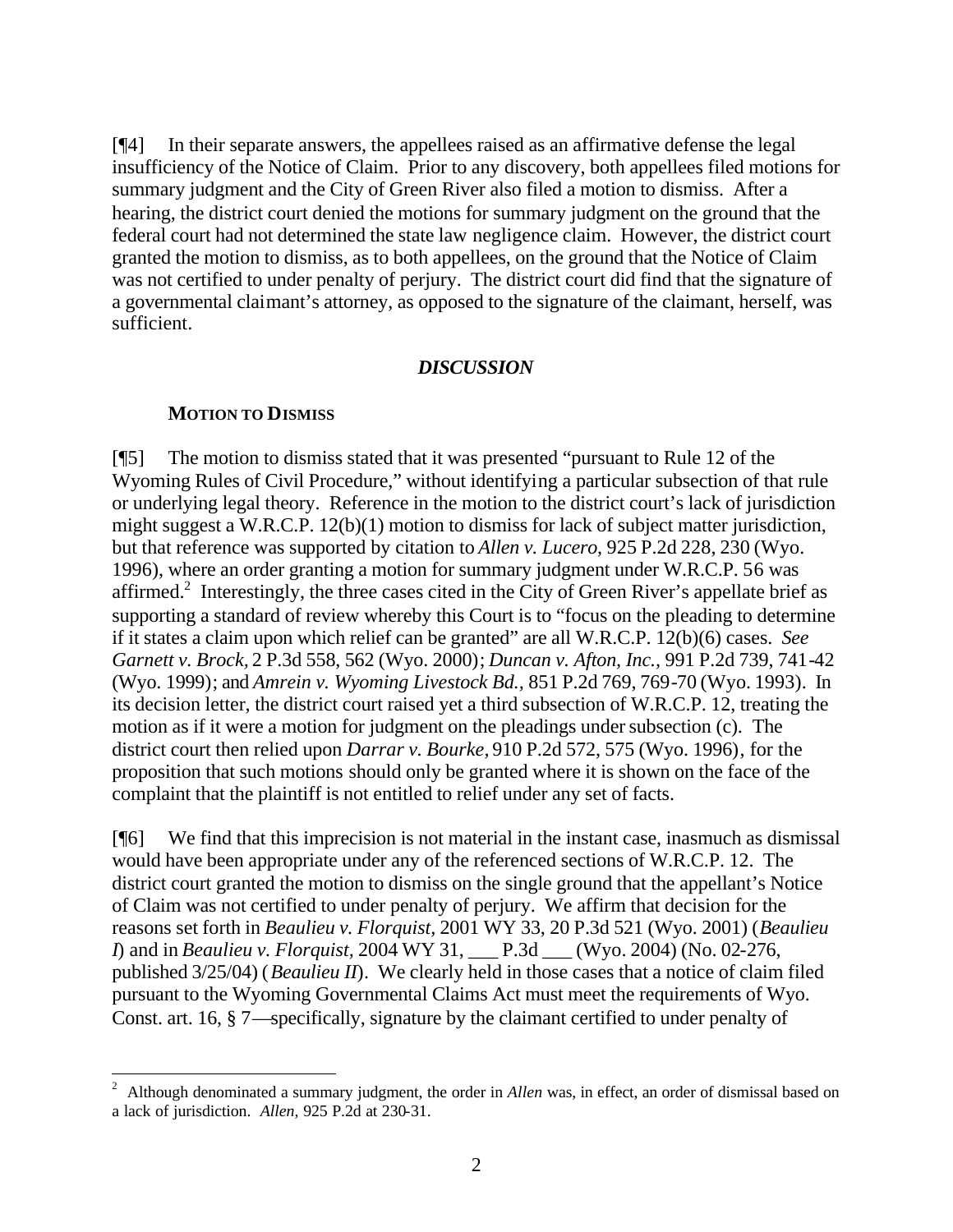[¶4] In their separate answers, the appellees raised as an affirmative defense the legal insufficiency of the Notice of Claim. Prior to any discovery, both appellees filed motions for summary judgment and the City of Green River also filed a motion to dismiss. After a hearing, the district court denied the motions for summary judgment on the ground that the federal court had not determined the state law negligence claim. However, the district court granted the motion to dismiss, as to both appellees, on the ground that the Notice of Claim was not certified to under penalty of perjury. The district court did find that the signature of a governmental claimant's attorney, as opposed to the signature of the claimant, herself, was sufficient.

### *DISCUSSION*

#### MOTION TO DISMISS

[¶5] The motion to dismiss stated that it was presented "pursuant to Rule 12 of the Wyoming Rules of Civil Procedure," without identifying a particular subsection of that rule or underlying legal theory. Reference in the motion to the district court's lack of jurisdiction might suggest a W.R.C.P. 12(b)(1) motion to dismiss for lack of subject matter jurisdiction, but that reference was supported by citation to *Allen v. Lucero,* 925 P.2d 228, 230 (Wyo. 1996), where an order granting a motion for summary judgment under W.R.C.P. 56 was affirmed.[2] Interestingly, the three cases cited in the City of Green River's appellate brief as supporting a standard of review whereby this Court is to "focus on the pleading to determine if it states a claim upon which relief can be granted" are all W.R.C.P. 12(b)(6) cases. *See Garnett v. Brock,* 2 P.3d 558, 562 (Wyo. 2000); *Duncan v. Afton, Inc.,* 991 P.2d 739, 741-42 (Wyo. 1999); and *Amrein v. Wyoming Livestock Bd.,* 851 P.2d 769, 769-70 (Wyo. 1993). In its decision letter, the district court raised yet a third subsection of W.R.C.P. 12, treating the motion as if it were a motion for judgment on the pleadings under subsection (c). The district court then relied upon *Darrar v. Bourke,* 910 P.2d 572, 575 (Wyo. 1996), for the proposition that such motions should only be granted where it is shown on the face of the complaint that the plaintiff is not entitled to relief under any set of facts.

[¶6] We find that this imprecision is not material in the instant case, inasmuch as dismissal would have been appropriate under any of the referenced sections of W.R.C.P. 12. The district court granted the motion to dismiss on the single ground that the appellant's Notice of Claim was not certified to under penalty of perjury. We affirm that decision for the reasons set forth in *Beaulieu v. Florquist,* 2001 WY 33, 20 P.3d 521 (Wyo. 2001) (*Beaulieu I*) and in *Beaulieu v. Florquist,* 2004 WY 31, ___ P.3d ___ (Wyo. 2004) (No. 02-276, published 3/25/04) (*Beaulieu II*). We clearly held in those cases that a notice of claim filed pursuant to the Wyoming Governmental Claims Act must meet the requirements of Wyo. Const. art. 16, § 7—specifically, signature by the claimant certified to under penalty of

---

[2] Although denominated a summary judgment, the order in *Allen* was, in effect, an order of dismissal based on a lack of jurisdiction. *Allen,* 925 P.2d at 230-31.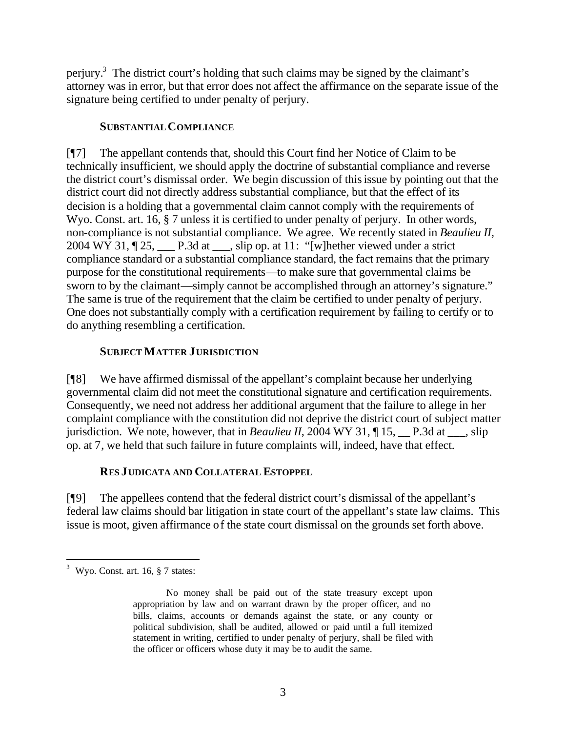perjury.[3] The district court's holding that such claims may be signed by the claimant's attorney was in error, but that error does not affect the affirmance on the separate issue of the signature being certified to under penalty of perjury.

### SUBSTANTIAL COMPLIANCE

[¶7] The appellant contends that, should this Court find her Notice of Claim to be technically insufficient, we should apply the doctrine of substantial compliance and reverse the district court's dismissal order. We begin discussion of this issue by pointing out that the district court did not directly address substantial compliance, but that the effect of its decision is a holding that a governmental claim cannot comply with the requirements of Wyo. Const. art. 16, § 7 unless it is certified to under penalty of perjury. In other words, non-compliance is not substantial compliance. We agree. We recently stated in *Beaulieu II*, 2004 WY 31, ¶ 25, ___ P.3d at ___, slip op. at 11: "[w]hether viewed under a strict compliance standard or a substantial compliance standard, the fact remains that the primary purpose for the constitutional requirements—to make sure that governmental claims be sworn to by the claimant—simply cannot be accomplished through an attorney's signature." The same is true of the requirement that the claim be certified to under penalty of perjury. One does not substantially comply with a certification requirement by failing to certify or to do anything resembling a certification.

### SUBJECT MATTER JURISDICTION

[¶8] We have affirmed dismissal of the appellant's complaint because her underlying governmental claim did not meet the constitutional signature and certification requirements. Consequently, we need not address her additional argument that the failure to allege in her complaint compliance with the constitution did not deprive the district court of subject matter jurisdiction. We note, however, that in *Beaulieu II*, 2004 WY 31, ¶ 15, __ P.3d at ___, slip op. at 7, we held that such failure in future complaints will, indeed, have that effect.

### RES JUDICATA AND COLLATERAL ESTOPPEL

[¶9] The appellees contend that the federal district court's dismissal of the appellant's federal law claims should bar litigation in state court of the appellant's state law claims. This issue is moot, given affirmance of the state court dismissal on the grounds set forth above.

---

[3] Wyo. Const. art. 16, § 7 states:

> No money shall be paid out of the state treasury except upon appropriation by law and on warrant drawn by the proper officer, and no bills, claims, accounts or demands against the state, or any county or political subdivision, shall be audited, allowed or paid until a full itemized statement in writing, certified to under penalty of perjury, shall be filed with the officer or officers whose duty it may be to audit the same.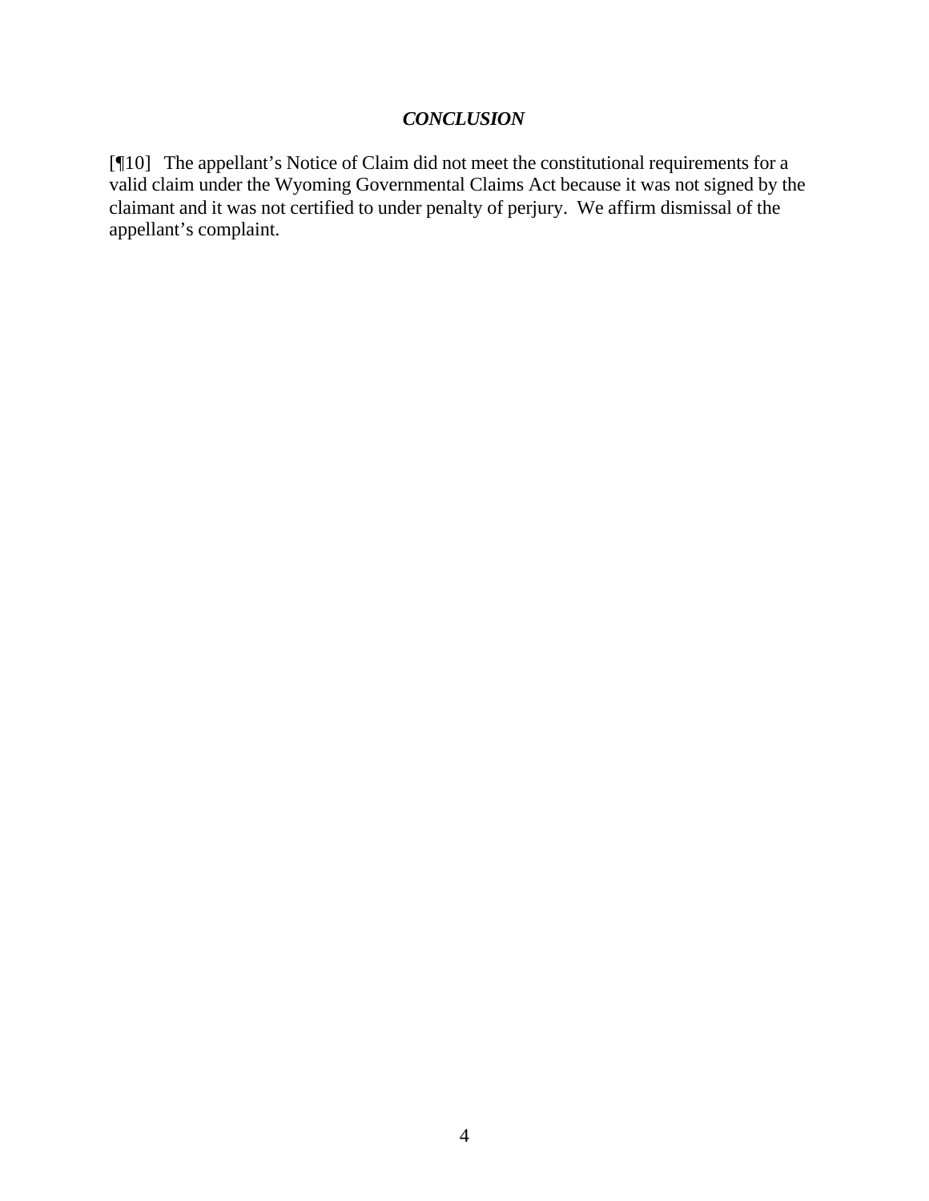## *CONCLUSION*

[¶10] The appellant's Notice of Claim did not meet the constitutional requirements for a valid claim under the Wyoming Governmental Claims Act because it was not signed by the claimant and it was not certified to under penalty of perjury. We affirm dismissal of the appellant's complaint.